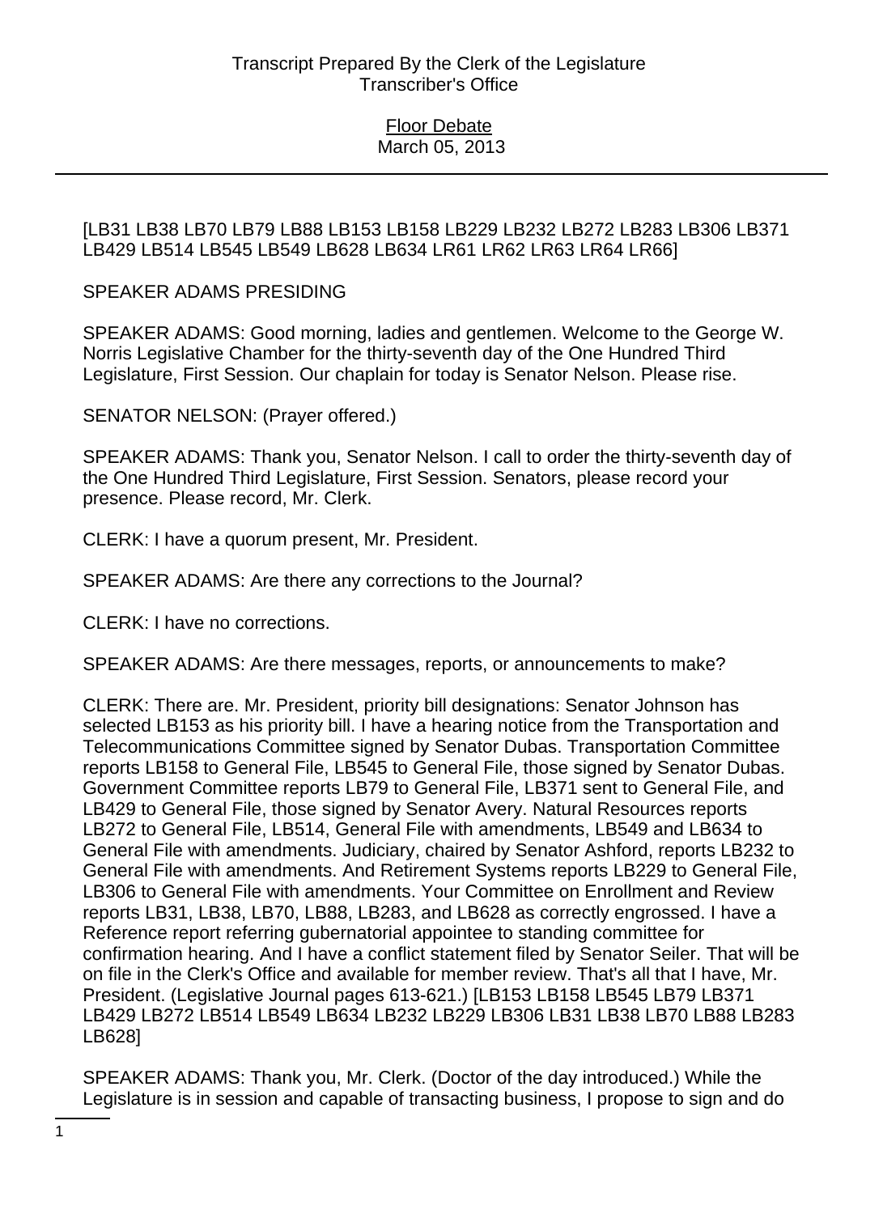[LB31 LB38 LB70 LB79 LB88 LB153 LB158 LB229 LB232 LB272 LB283 LB306 LB371 LB429 LB514 LB545 LB549 LB628 LB634 LR61 LR62 LR63 LR64 LR66]

SPEAKER ADAMS PRESIDING

SPEAKER ADAMS: Good morning, ladies and gentlemen. Welcome to the George W. Norris Legislative Chamber for the thirty-seventh day of the One Hundred Third Legislature, First Session. Our chaplain for today is Senator Nelson. Please rise.

SENATOR NELSON: (Prayer offered.)

SPEAKER ADAMS: Thank you, Senator Nelson. I call to order the thirty-seventh day of the One Hundred Third Legislature, First Session. Senators, please record your presence. Please record, Mr. Clerk.

CLERK: I have a quorum present, Mr. President.

SPEAKER ADAMS: Are there any corrections to the Journal?

CLERK: I have no corrections.

SPEAKER ADAMS: Are there messages, reports, or announcements to make?

CLERK: There are. Mr. President, priority bill designations: Senator Johnson has selected LB153 as his priority bill. I have a hearing notice from the Transportation and Telecommunications Committee signed by Senator Dubas. Transportation Committee reports LB158 to General File, LB545 to General File, those signed by Senator Dubas. Government Committee reports LB79 to General File, LB371 sent to General File, and LB429 to General File, those signed by Senator Avery. Natural Resources reports LB272 to General File, LB514, General File with amendments, LB549 and LB634 to General File with amendments. Judiciary, chaired by Senator Ashford, reports LB232 to General File with amendments. And Retirement Systems reports LB229 to General File, LB306 to General File with amendments. Your Committee on Enrollment and Review reports LB31, LB38, LB70, LB88, LB283, and LB628 as correctly engrossed. I have a Reference report referring gubernatorial appointee to standing committee for confirmation hearing. And I have a conflict statement filed by Senator Seiler. That will be on file in the Clerk's Office and available for member review. That's all that I have, Mr. President. (Legislative Journal pages 613-621.) [LB153 LB158 LB545 LB79 LB371 LB429 LB272 LB514 LB549 LB634 LB232 LB229 LB306 LB31 LB38 LB70 LB88 LB283 LB628]

SPEAKER ADAMS: Thank you, Mr. Clerk. (Doctor of the day introduced.) While the Legislature is in session and capable of transacting business, I propose to sign and do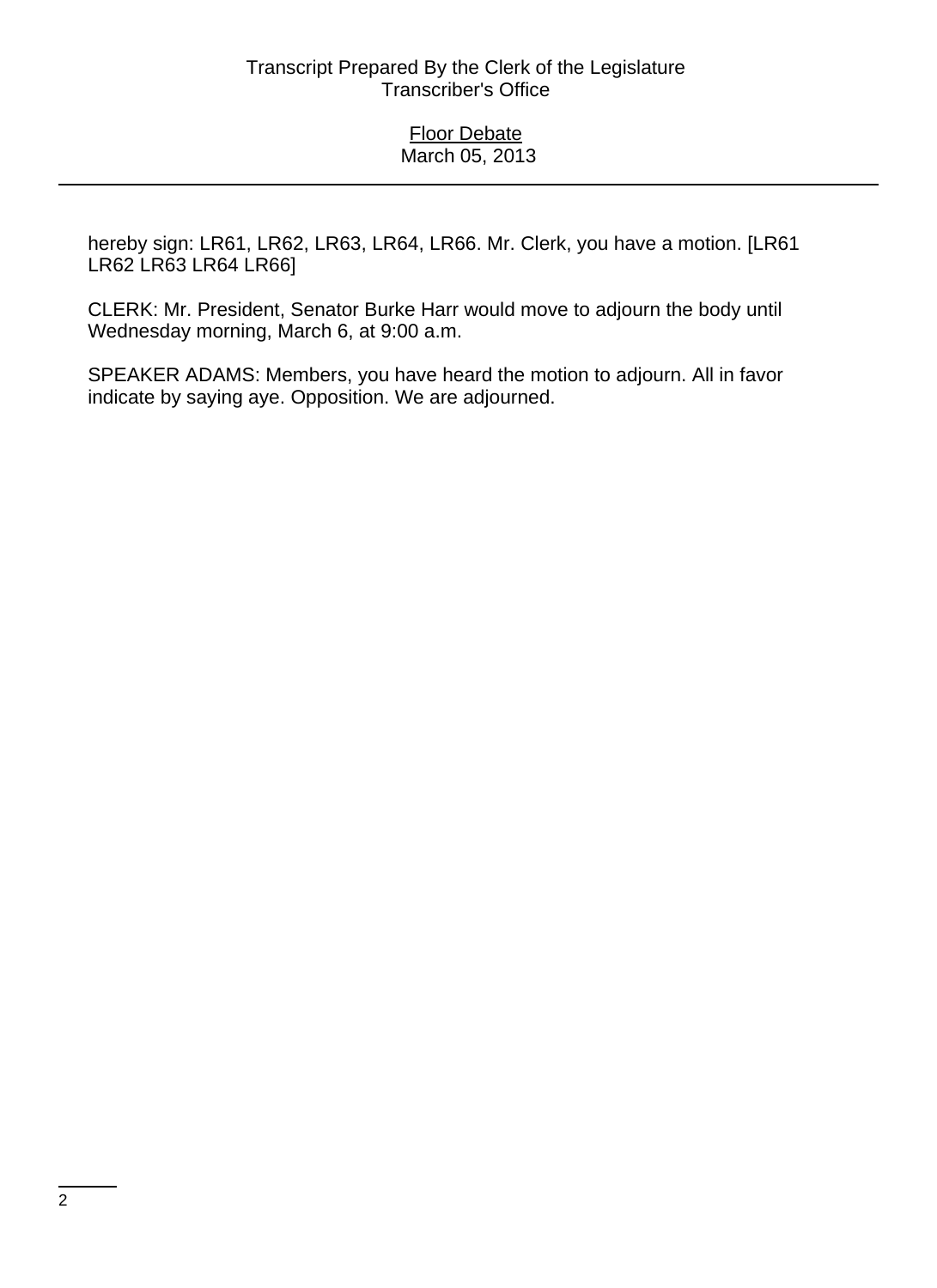hereby sign: LR61, LR62, LR63, LR64, LR66. Mr. Clerk, you have a motion. [LR61 LR62 LR63 LR64 LR66]

CLERK: Mr. President, Senator Burke Harr would move to adjourn the body until Wednesday morning, March 6, at 9:00 a.m.

SPEAKER ADAMS: Members, you have heard the motion to adjourn. All in favor indicate by saying aye. Opposition. We are adjourned.